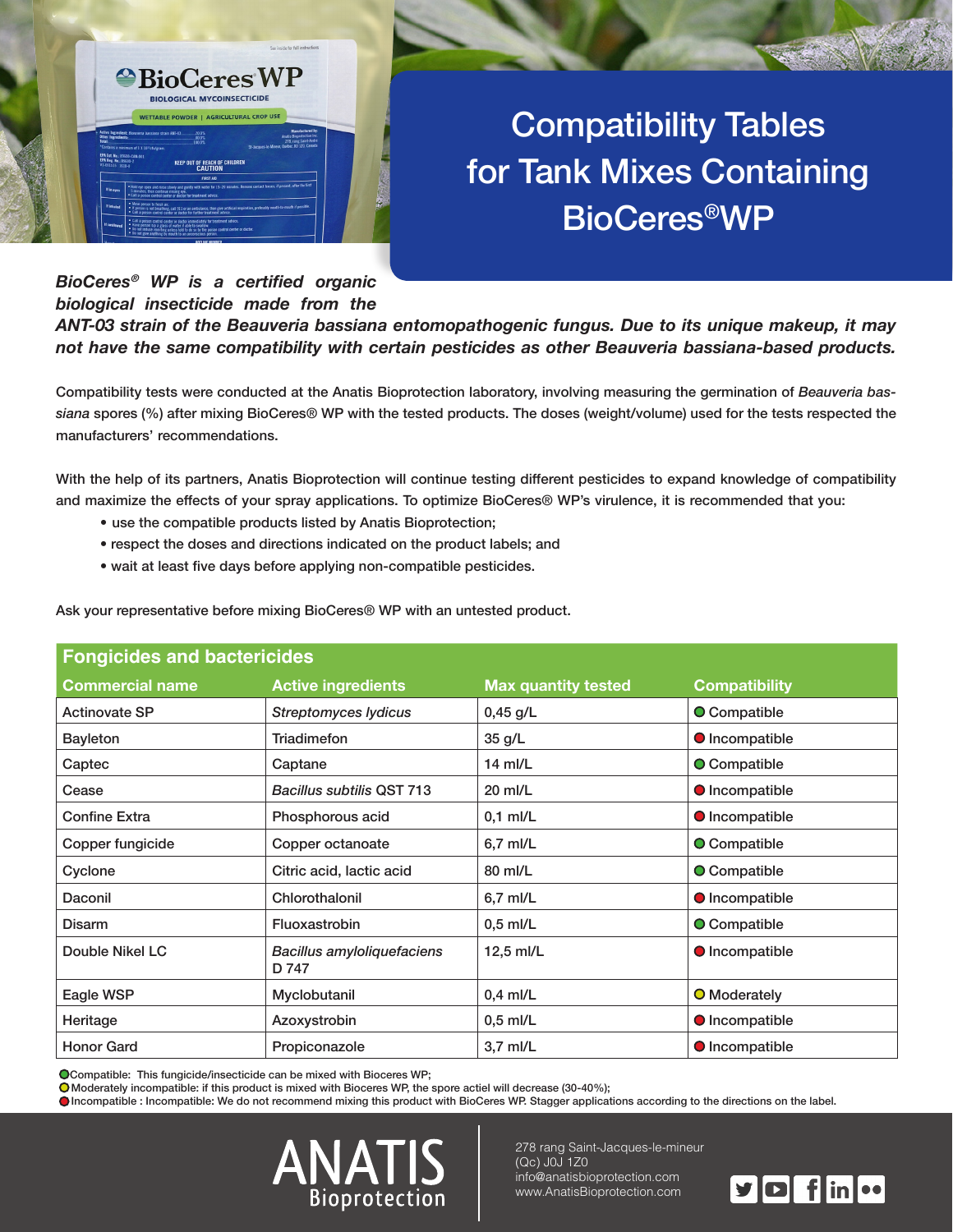# Compatibility Tables for Tank Mixes Containing BioCeres®WP

***BioCeres® WP is a certified organic biological insecticide made from the ANT-03 strain of the Beauveria bassiana entomopathogenic fungus. Due to its unique makeup, it may not have the same compatibility with certain pesticides as other Beauveria bassiana-based products.***

Compatibility tests were conducted at the Anatis Bioprotection laboratory, involving measuring the germination of *Beauveria bassiana* spores (%) after mixing BioCeres® WP with the tested products. The doses (weight/volume) used for the tests respected the manufacturers' recommendations.

With the help of its partners, Anatis Bioprotection will continue testing different pesticides to expand knowledge of compatibility and maximize the effects of your spray applications. To optimize BioCeres® WP's virulence, it is recommended that you:

- use the compatible products listed by Anatis Bioprotection;
- respect the doses and directions indicated on the product labels; and
- wait at least five days before applying non-compatible pesticides.

Ask your representative before mixing BioCeres® WP with an untested product.

## Fongicides and bactericides

| Commercial name | Active ingredients | Max quantity tested | Compatibility |
|---|---|---|---|
| Actinovate SP | *Streptomyces lydicus* | 0,45 g/L | 🟢 Compatible |
| Bayleton | Triadimefon | 35 g/L | 🔴 Incompatible |
| Captec | Captane | 14 ml/L | 🟢 Compatible |
| Cease | *Bacillus subtilis* QST 713 | 20 ml/L | 🔴 Incompatible |
| Confine Extra | Phosphorous acid | 0,1 ml/L | 🔴 Incompatible |
| Copper fungicide | Copper octanoate | 6,7 ml/L | 🟢 Compatible |
| Cyclone | Citric acid, lactic acid | 80 ml/L | 🟢 Compatible |
| Daconil | Chlorothalonil | 6,7 ml/L | 🔴 Incompatible |
| Disarm | Fluoxastrobin | 0,5 ml/L | 🟢 Compatible |
| Double Nikel LC | *Bacillus amyloliquefaciens* D 747 | 12,5 ml/L | 🔴 Incompatible |
| Eagle WSP | Myclobutanil | 0,4 ml/L | 🟡 Moderately |
| Heritage | Azoxystrobin | 0,5 ml/L | 🔴 Incompatible |
| Honor Gard | Propiconazole | 3,7 ml/L | 🔴 Incompatible |

🟢 Compatible: This fungicide/insecticide can be mixed with Bioceres WP;
🟡 Moderately incompatible: if this product is mixed with Bioceres WP, the spore actiel will decrease (30-40%);
🔴 Incompatible : Incompatible: We do not recommend mixing this product with BioCeres WP. Stagger applications according to the directions on the label.

ANATIS Bioprotection

278 rang Saint-Jacques-le-mineur
(Qc) J0J 1Z0
info@anatisbioprotection.com
www.AnatisBioprotection.com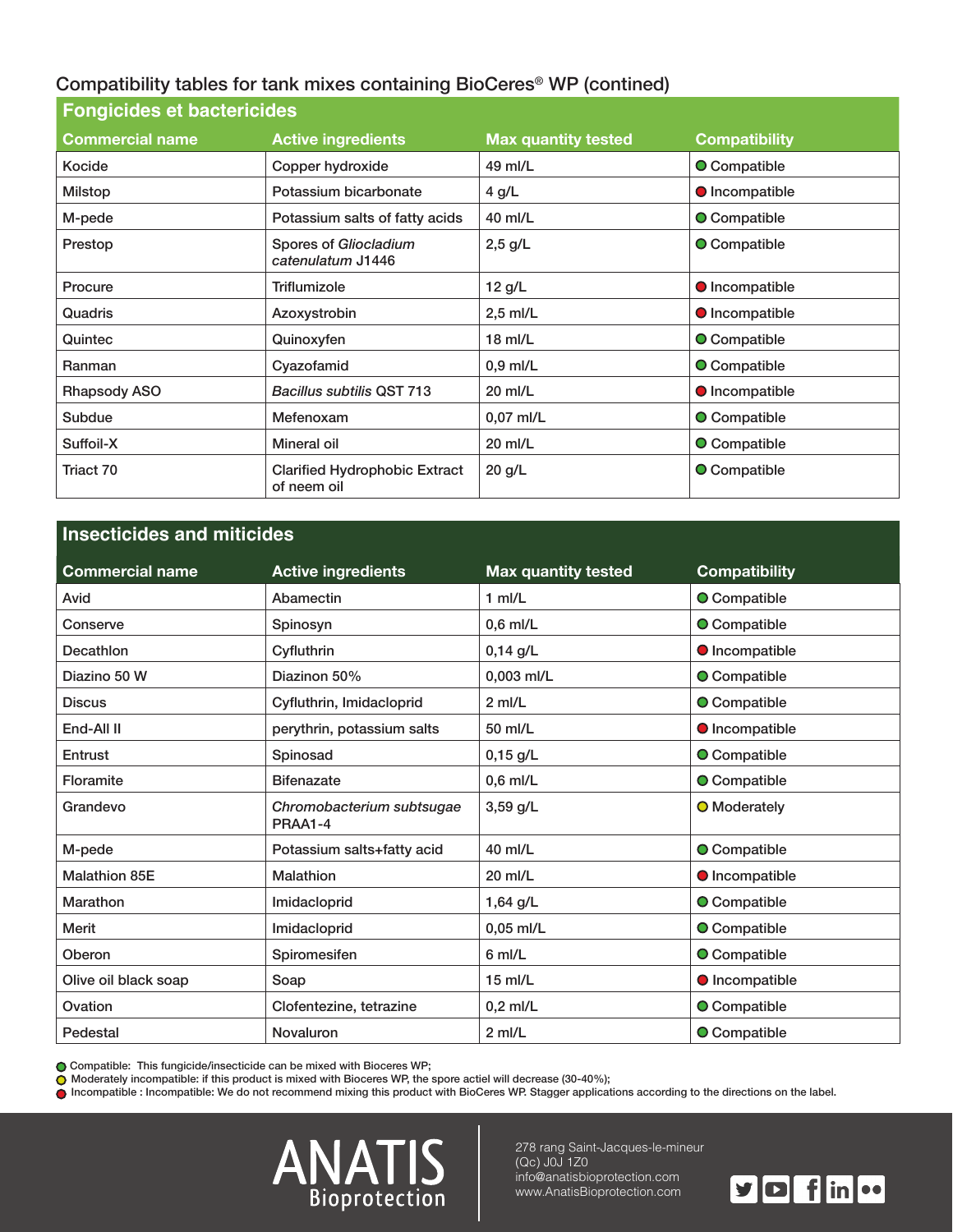## Compatibility tables for tank mixes containing BioCeres® WP (contined)

### Fongicides et bactericides

| Commercial name | Active ingredients | Max quantity tested | Compatibility |
|---|---|---|---|
| Kocide | Copper hydroxide | 49 ml/L | Compatible |
| Milstop | Potassium bicarbonate | 4 g/L | Incompatible |
| M-pede | Potassium salts of fatty acids | 40 ml/L | Compatible |
| Prestop | Spores of *Gliocladium catenulatum* J1446 | 2,5 g/L | Compatible |
| Procure | Triflumizole | 12 g/L | Incompatible |
| Quadris | Azoxystrobin | 2,5 ml/L | Incompatible |
| Quintec | Quinoxyfen | 18 ml/L | Compatible |
| Ranman | Cyazofamid | 0,9 ml/L | Compatible |
| Rhapsody ASO | *Bacillus subtilis* QST 713 | 20 ml/L | Incompatible |
| Subdue | Mefenoxam | 0,07 ml/L | Compatible |
| Suffoil-X | Mineral oil | 20 ml/L | Compatible |
| Triact 70 | Clarified Hydrophobic Extract of neem oil | 20 g/L | Compatible |

### Insecticides and miticides

| Commercial name | Active ingredients | Max quantity tested | Compatibility |
|---|---|---|---|
| Avid | Abamectin | 1 ml/L | Compatible |
| Conserve | Spinosyn | 0,6 ml/L | Compatible |
| Decathlon | Cyfluthrin | 0,14 g/L | Incompatible |
| Diazino 50 W | Diazinon 50% | 0,003 ml/L | Compatible |
| Discus | Cyfluthrin, Imidacloprid | 2 ml/L | Compatible |
| End-All II | perythrin, potassium salts | 50 ml/L | Incompatible |
| Entrust | Spinosad | 0,15 g/L | Compatible |
| Floramite | Bifenazate | 0,6 ml/L | Compatible |
| Grandevo | *Chromobacterium subtsugae* PRAA1-4 | 3,59 g/L | Moderately |
| M-pede | Potassium salts+fatty acid | 40 ml/L | Compatible |
| Malathion 85E | Malathion | 20 ml/L | Incompatible |
| Marathon | Imidacloprid | 1,64 g/L | Compatible |
| Merit | Imidacloprid | 0,05 ml/L | Compatible |
| Oberon | Spiromesifen | 6 ml/L | Compatible |
| Olive oil black soap | Soap | 15 ml/L | Incompatible |
| Ovation | Clofentezine, tetrazine | 0,2 ml/L | Compatible |
| Pedestal | Novaluron | 2 ml/L | Compatible |

- Compatible: This fungicide/insecticide can be mixed with Bioceres WP;
- Moderately incompatible: if this product is mixed with Bioceres WP, the spore actiel will decrease (30-40%);
- Incompatible : Incompatible: We do not recommend mixing this product with BioCeres WP. Stagger applications according to the directions on the label.

ANATIS Bioprotection

278 rang Saint-Jacques-le-mineur
(Qc) J0J 1Z0
info@anatisbioprotection.com
www.AnatisBioprotection.com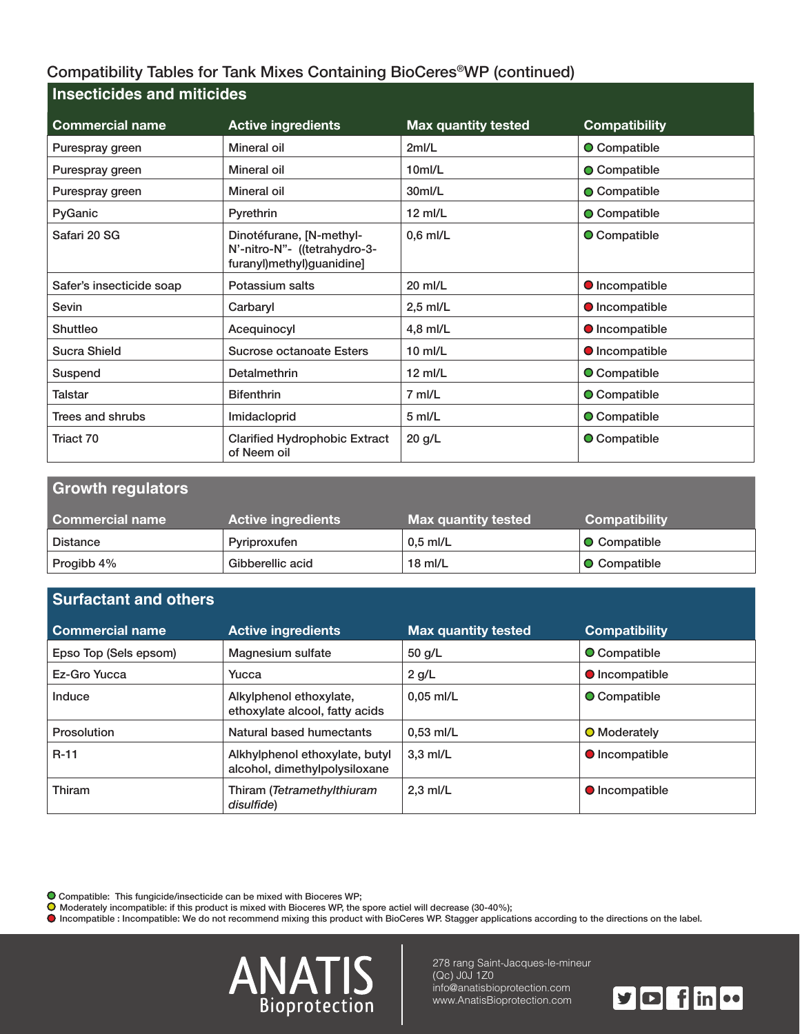## Compatibility Tables for Tank Mixes Containing BioCeres®WP (continued)

### Insecticides and miticides

| Commercial name | Active ingredients | Max quantity tested | Compatibility |
|---|---|---|---|
| Purespray green | Mineral oil | 2ml/L | Compatible |
| Purespray green | Mineral oil | 10ml/L | Compatible |
| Purespray green | Mineral oil | 30ml/L | Compatible |
| PyGanic | Pyrethrin | 12 ml/L | Compatible |
| Safari 20 SG | Dinotéfurane, [N-methyl-N'-nitro-N"- ((tetrahydro-3-furanyl)methyl)guanidine] | 0,6 ml/L | Compatible |
| Safer's insecticide soap | Potassium salts | 20 ml/L | Incompatible |
| Sevin | Carbaryl | 2,5 ml/L | Incompatible |
| Shuttleo | Acequinocyl | 4,8 ml/L | Incompatible |
| Sucra Shield | Sucrose octanoate Esters | 10 ml/L | Incompatible |
| Suspend | Detalmethrin | 12 ml/L | Compatible |
| Talstar | Bifenthrin | 7 ml/L | Compatible |
| Trees and shrubs | Imidacloprid | 5 ml/L | Compatible |
| Triact 70 | Clarified Hydrophobic Extract of Neem oil | 20 g/L | Compatible |

### Growth regulators

| Commercial name | Active ingredients | Max quantity tested | Compatibility |
|---|---|---|---|
| Distance | Pyriproxufen | 0,5 ml/L | Compatible |
| Progibb 4% | Gibberellic acid | 18 ml/L | Compatible |

### Surfactant and others

| Commercial name | Active ingredients | Max quantity tested | Compatibility |
|---|---|---|---|
| Epso Top (Sels epsom) | Magnesium sulfate | 50 g/L | Compatible |
| Ez-Gro Yucca | Yucca | 2 g/L | Incompatible |
| Induce | Alkylphenol ethoxylate, ethoxylate alcool, fatty acids | 0,05 ml/L | Compatible |
| Prosolution | Natural based humectants | 0,53 ml/L | Moderately |
| R-11 | Alkhylphenol ethoxylate, butyl alcohol, dimethylpolysiloxane | 3,3 ml/L | Incompatible |
| Thiram | Thiram (*Tetramethylthiuram disulfide*) | 2,3 ml/L | Incompatible |

- Compatible: This fungicide/insecticide can be mixed with Bioceres WP;
- Moderately incompatible: if this product is mixed with Bioceres WP, the spore actiel will decrease (30-40%);
- Incompatible : Incompatible: We do not recommend mixing this product with BioCeres WP. Stagger applications according to the directions on the label.

ANATIS Bioprotection

278 rang Saint-Jacques-le-mineur
(Qc) J0J 1Z0
info@anatisbioprotection.com
www.AnatisBioprotection.com